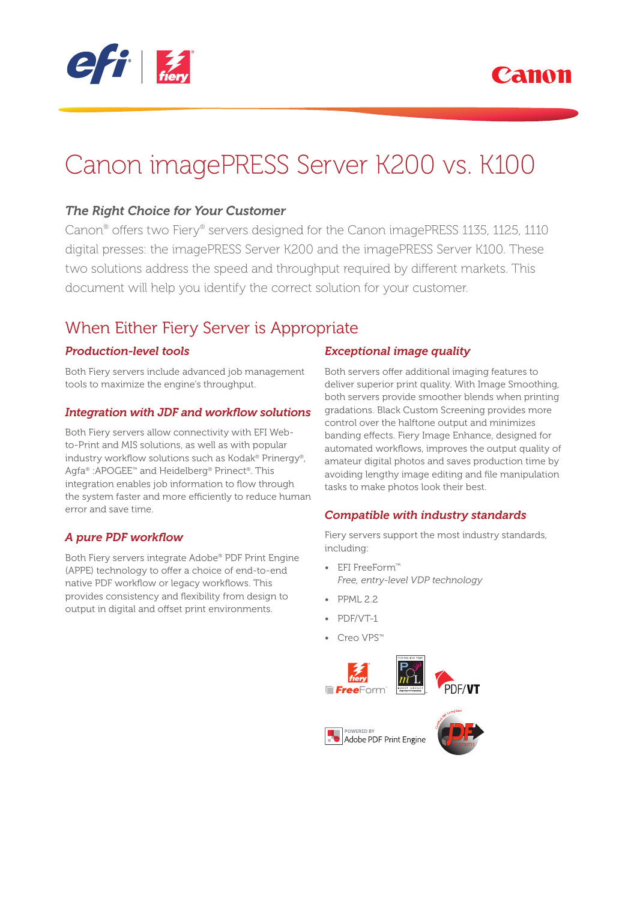# Canon imagePRESS Server K200 vs. K100

### *The Right Choice for Your Customer*

Canon® offers two Fiery® servers designed for the Canon imagePRESS 1135, 1125, 1110 digital presses: the imagePRESS Server K200 and the imagePRESS Server K100. These two solutions address the speed and throughput required by different markets. This document will help you identify the correct solution for your customer.

## When Either Fiery Server is Appropriate

### *Production-level tools*

Both Fiery servers include advanced job management tools to maximize the engine's throughput.

### *Integration with JDF and workflow solutions*

Both Fiery servers allow connectivity with EFI Web-to-Print and MIS solutions, as well as with popular industry workflow solutions such as Kodak® Prinergy®, Agfa® :APOGEE™ and Heidelberg® Prinect®. This integration enables job information to flow through the system faster and more efficiently to reduce human error and save time.

### *A pure PDF workflow*

Both Fiery servers integrate Adobe® PDF Print Engine (APPE) technology to offer a choice of end-to-end native PDF workflow or legacy workflows. This provides consistency and flexibility from design to output in digital and offset print environments.

### *Exceptional image quality*

Both servers offer additional imaging features to deliver superior print quality. With Image Smoothing, both servers provide smoother blends when printing gradations. Black Custom Screening provides more control over the halftone output and minimizes banding effects. Fiery Image Enhance, designed for automated workflows, improves the output quality of amateur digital photos and saves production time by avoiding lengthy image editing and file manipulation tasks to make photos look their best.

### *Compatible with industry standards*

Fiery servers support the most industry standards, including:

- EFI FreeForm™
  *Free, entry-level VDP technology*
- PPML 2.2
- PDF/VT-1
- Creo VPS™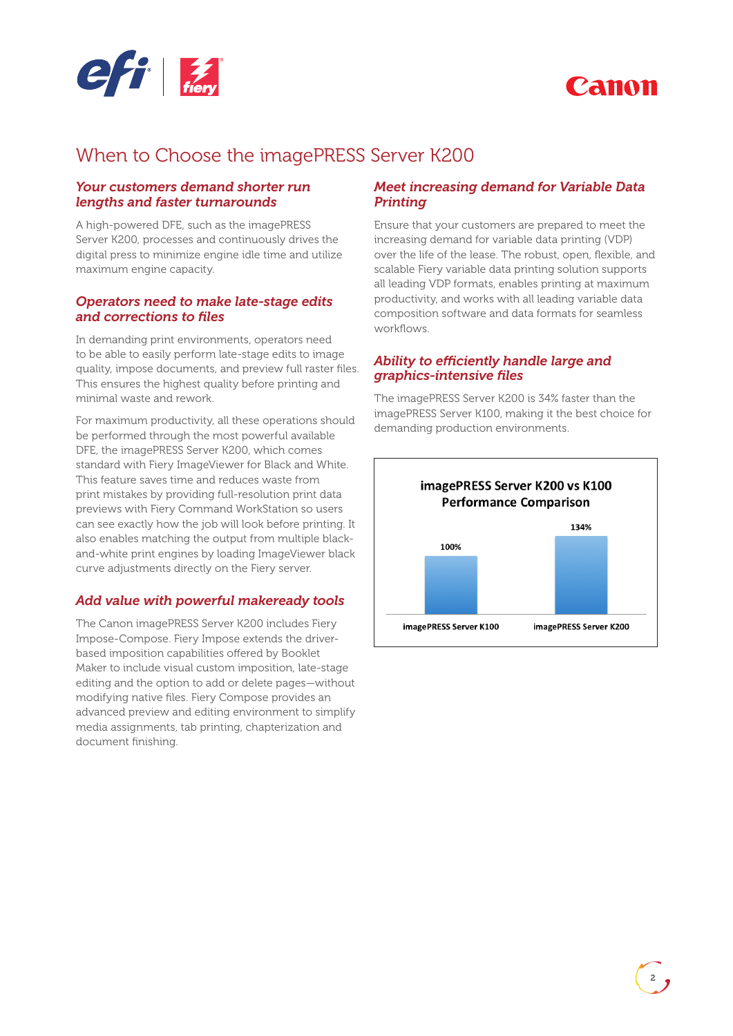# When to Choose the imagePRESS Server K200

### *Your customers demand shorter run lengths and faster turnarounds*

A high-powered DFE, such as the imagePRESS Server K200, processes and continuously drives the digital press to minimize engine idle time and utilize maximum engine capacity.

### *Operators need to make late-stage edits and corrections to files*

In demanding print environments, operators need to be able to easily perform late-stage edits to image quality, impose documents, and preview full raster files. This ensures the highest quality before printing and minimal waste and rework.

For maximum productivity, all these operations should be performed through the most powerful available DFE, the imagePRESS Server K200, which comes standard with Fiery ImageViewer for Black and White. This feature saves time and reduces waste from print mistakes by providing full-resolution print data previews with Fiery Command WorkStation so users can see exactly how the job will look before printing. It also enables matching the output from multiple black-and-white print engines by loading ImageViewer black curve adjustments directly on the Fiery server.

### *Add value with powerful makeready tools*

The Canon imagePRESS Server K200 includes Fiery Impose-Compose. Fiery Impose extends the driver-based imposition capabilities offered by Booklet Maker to include visual custom imposition, late-stage editing and the option to add or delete pages—without modifying native files. Fiery Compose provides an advanced preview and editing environment to simplify media assignments, tab printing, chapterization and document finishing.

### *Meet increasing demand for Variable Data Printing*

Ensure that your customers are prepared to meet the increasing demand for variable data printing (VDP) over the life of the lease. The robust, open, flexible, and scalable Fiery variable data printing solution supports all leading VDP formats, enables printing at maximum productivity, and works with all leading variable data composition software and data formats for seamless workflows.

### *Ability to efficiently handle large and graphics-intensive files*

The imagePRESS Server K200 is 34% faster than the imagePRESS Server K100, making it the best choice for demanding production environments.

**imagePRESS Server K200 vs K100 Performance Comparison**

| imagePRESS Server K100 | imagePRESS Server K200 |
|---|---|
| 100% | 134% |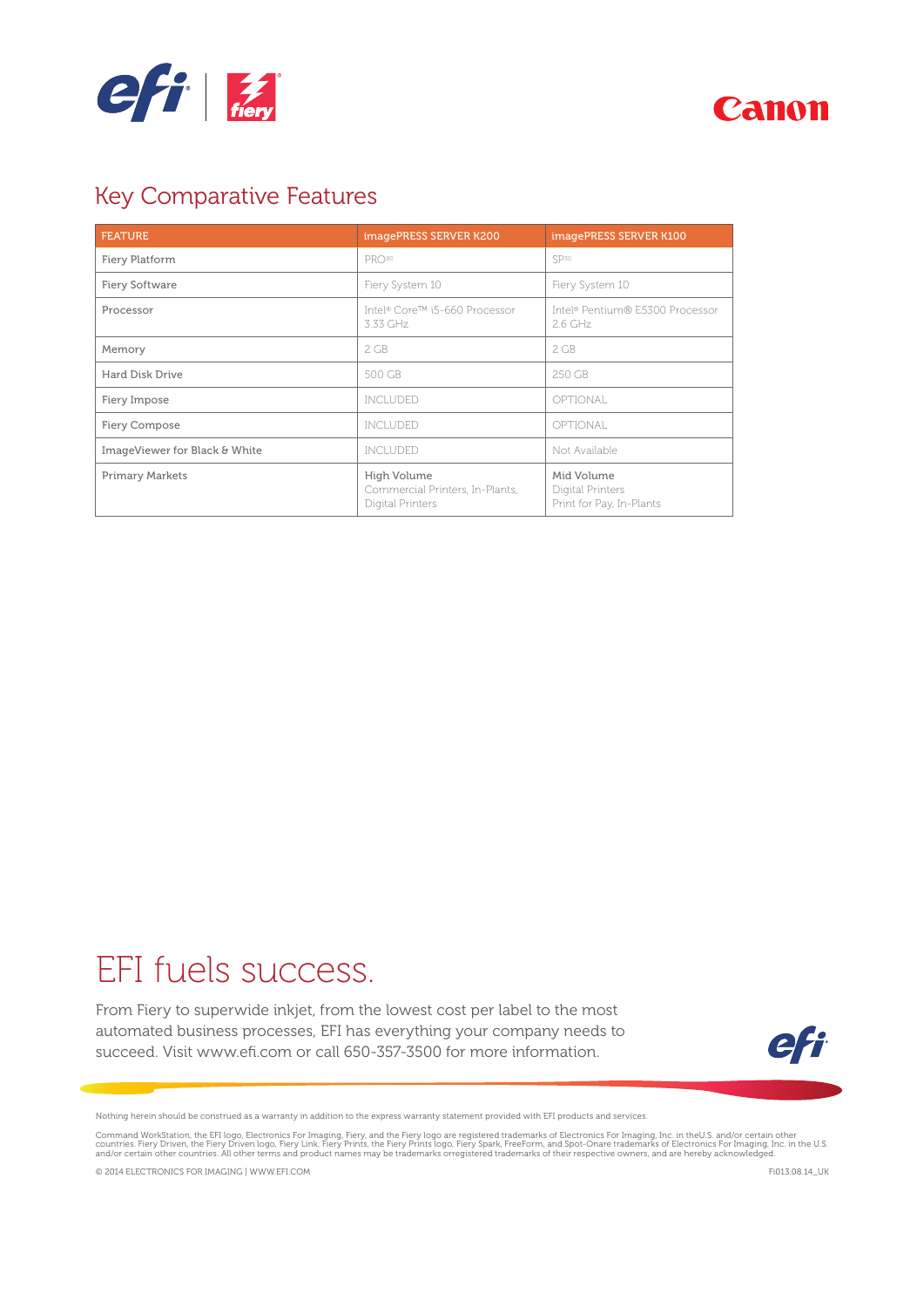## Key Comparative Features

| FEATURE | imagePRESS SERVER K200 | imagePRESS SERVER K100 |
|---|---|---|
| Fiery Platform | PRO80 | SP30 |
| Fiery Software | Fiery System 10 | Fiery System 10 |
| Processor | Intel® Core™ i5-660 Processor 3.33 GHz | Intel® Pentium® E5300 Processor 2.6 GHz |
| Memory | 2 GB | 2 GB |
| Hard Disk Drive | 500 GB | 250 GB |
| Fiery Impose | INCLUDED | OPTIONAL |
| Fiery Compose | INCLUDED | OPTIONAL |
| ImageViewer for Black & White | INCLUDED | Not Available |
| Primary Markets | High Volume<br>Commercial Printers, In-Plants, Digital Printers | Mid Volume<br>Digital Printers<br>Print for Pay, In-Plants |

# EFI fuels success.

From Fiery to superwide inkjet, from the lowest cost per label to the most automated business processes, EFI has everything your company needs to succeed. Visit www.efi.com or call 650-357-3500 for more information.

Nothing herein should be construed as a warranty in addition to the express warranty statement provided with EFI products and services.

Command WorkStation, the EFI logo, Electronics For Imaging, Fiery, and the Fiery logo are registered trademarks of Electronics For Imaging, Inc. in theU.S. and/or certain other countries. Fiery Driven, the Fiery Driven logo, Fiery Link, Fiery Prints, the Fiery Prints logo, Fiery Spark, FreeForm, and Spot-Onare trademarks of Electronics For Imaging, Inc. in the U.S. and/or certain other countries. All other terms and product names may be trademarks orregistered trademarks of their respective owners, and are hereby acknowledged.

© 2014 ELECTRONICS FOR IMAGING | WWW.EFI.COM

Fi013.08.14_UK